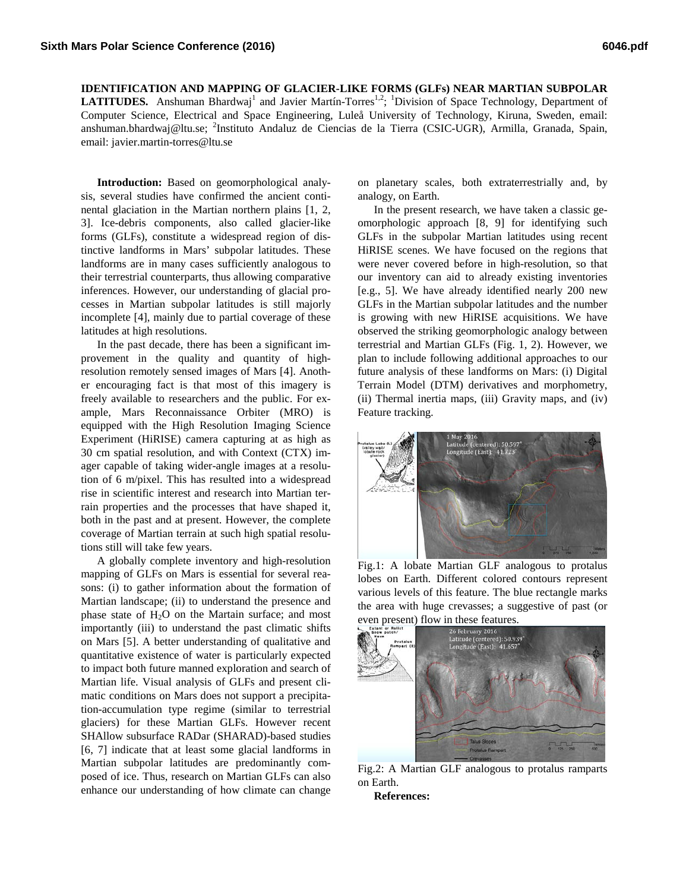**IDENTIFICATION AND MAPPING OF GLACIER-LIKE FORMS (GLFs) NEAR MARTIAN SUBPOLAR LATITUDES.** Anshuman Bhardwaj[1] and Javier Martín-Torres[1,2]; [1]Division of Space Technology, Department of Computer Science, Electrical and Space Engineering, Luleå University of Technology, Kiruna, Sweden, email: anshuman.bhardwaj@ltu.se; [2]Instituto Andaluz de Ciencias de la Tierra (CSIC-UGR), Armilla, Granada, Spain, email: javier.martin-torres@ltu.se

**Introduction:** Based on geomorphological analysis, several studies have confirmed the ancient continental glaciation in the Martian northern plains [1, 2, 3]. Ice-debris components, also called glacier-like forms (GLFs), constitute a widespread region of distinctive landforms in Mars' subpolar latitudes. These landforms are in many cases sufficiently analogous to their terrestrial counterparts, thus allowing comparative inferences. However, our understanding of glacial processes in Martian subpolar latitudes is still majorly incomplete [4], mainly due to partial coverage of these latitudes at high resolutions.

In the past decade, there has been a significant improvement in the quality and quantity of high-resolution remotely sensed images of Mars [4]. Another encouraging fact is that most of this imagery is freely available to researchers and the public. For example, Mars Reconnaissance Orbiter (MRO) is equipped with the High Resolution Imaging Science Experiment (HiRISE) camera capturing at as high as 30 cm spatial resolution, and with Context (CTX) imager capable of taking wider-angle images at a resolution of 6 m/pixel. This has resulted into a widespread rise in scientific interest and research into Martian terrain properties and the processes that have shaped it, both in the past and at present. However, the complete coverage of Martian terrain at such high spatial resolutions still will take few years.

A globally complete inventory and high-resolution mapping of GLFs on Mars is essential for several reasons: (i) to gather information about the formation of Martian landscape; (ii) to understand the presence and phase state of $H_2O$ on the Martain surface; and most importantly (iii) to understand the past climatic shifts on Mars [5]. A better understanding of qualitative and quantitative existence of water is particularly expected to impact both future manned exploration and search of Martian life. Visual analysis of GLFs and present climatic conditions on Mars does not support a precipitation-accumulation type regime (similar to terrestrial glaciers) for these Martian GLFs. However recent SHAllow subsurface RADar (SHARAD)-based studies [6, 7] indicate that at least some glacial landforms in Martian subpolar latitudes are predominantly composed of ice. Thus, research on Martian GLFs can also enhance our understanding of how climate can change on planetary scales, both extraterrestrially and, by analogy, on Earth.

In the present research, we have taken a classic geomorphologic approach [8, 9] for identifying such GLFs in the subpolar Martian latitudes using recent HiRISE scenes. We have focused on the regions that were never covered before in high-resolution, so that our inventory can aid to already existing inventories [e.g., 5]. We have already identified nearly 200 new GLFs in the Martian subpolar latitudes and the number is growing with new HiRISE acquisitions. We have observed the striking geomorphologic analogy between terrestrial and Martian GLFs (Fig. 1, 2). However, we plan to include following additional approaches to our future analysis of these landforms on Mars: (i) Digital Terrain Model (DTM) derivatives and morphometry, (ii) Thermal inertia maps, (iii) Gravity maps, and (iv) Feature tracking.

Fig.1: A lobate Martian GLF analogous to protalus lobes on Earth. Different colored contours represent various levels of this feature. The blue rectangle marks the area with huge crevasses; a suggestive of past (or even present) flow in these features.

Fig.2: A Martian GLF analogous to protalus ramparts on Earth.

**References:**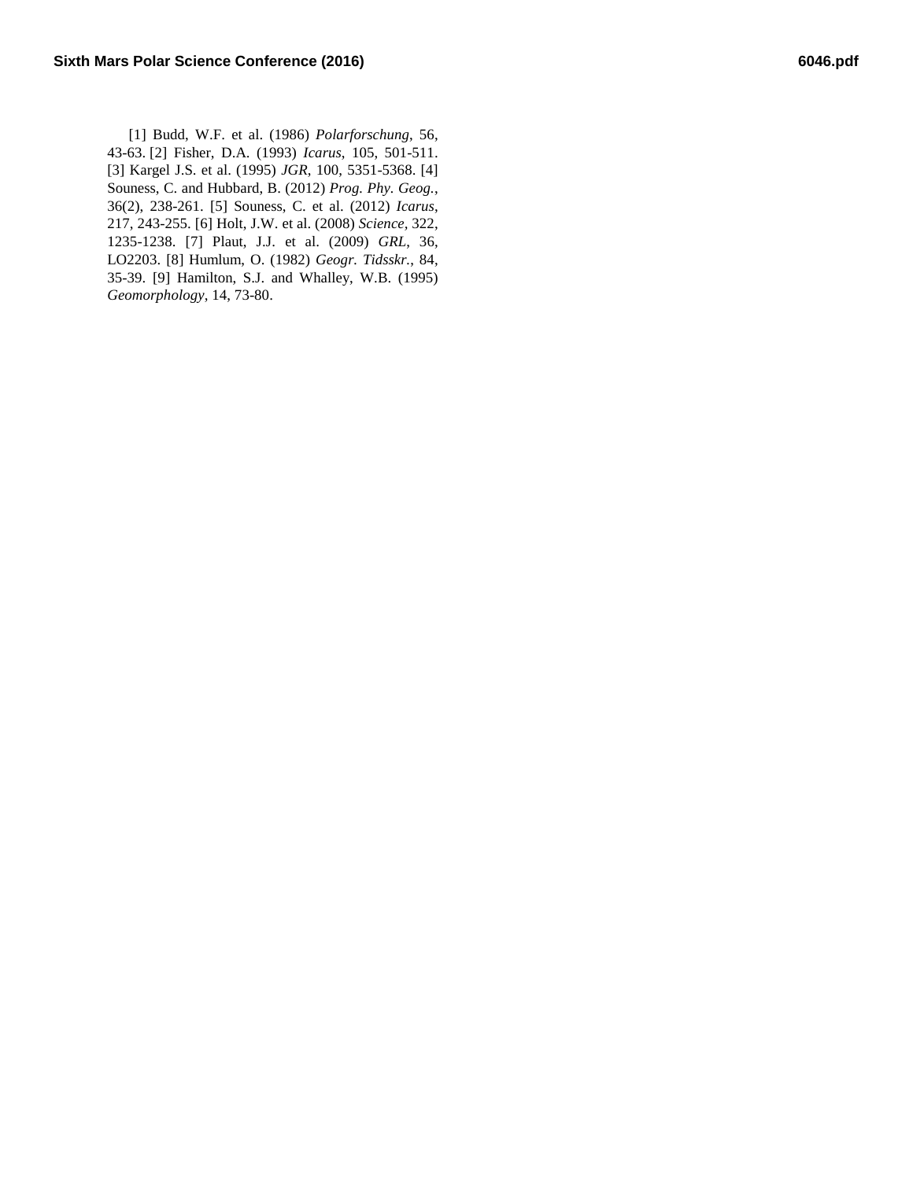[1] Budd, W.F. et al. (1986) *Polarforschung*, 56, 43-63. [2] Fisher, D.A. (1993) *Icarus*, 105, 501-511. [3] Kargel J.S. et al. (1995) *JGR*, 100, 5351-5368. [4] Souness, C. and Hubbard, B. (2012) *Prog. Phy. Geog.*, 36(2), 238-261. [5] Souness, C. et al. (2012) *Icarus*, 217, 243-255. [6] Holt, J.W. et al. (2008) *Science*, 322, 1235-1238. [7] Plaut, J.J. et al. (2009) *GRL*, 36, LO2203. [8] Humlum, O. (1982) *Geogr. Tidsskr.*, 84, 35-39. [9] Hamilton, S.J. and Whalley, W.B. (1995) *Geomorphology*, 14, 73-80.